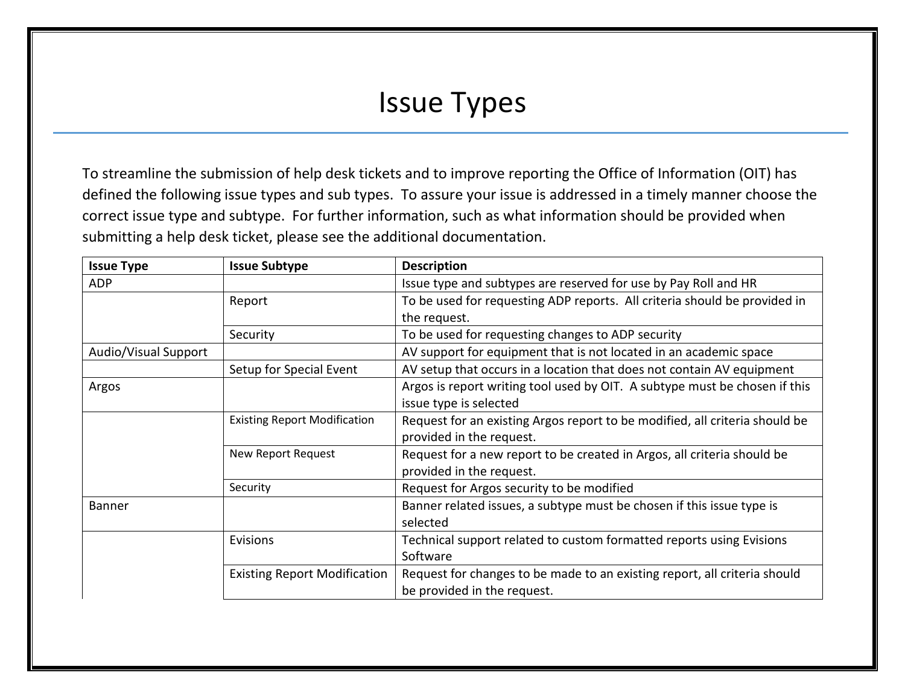# Issue Types

To streamline the submission of help desk tickets and to improve reporting the Office of Information (OIT) has defined the following issue types and sub types. To assure your issue is addressed in a timely manner choose the correct issue type and subtype. For further information, such as what information should be provided when submitting a help desk ticket, please see the additional documentation.

| Issue Type | Issue Subtype | Description |
|---|---|---|
| ADP | | Issue type and subtypes are reserved for use by Pay Roll and HR |
| | Report | To be used for requesting ADP reports. All criteria should be provided in the request. |
| | Security | To be used for requesting changes to ADP security |
| Audio/Visual Support | | AV support for equipment that is not located in an academic space |
| | Setup for Special Event | AV setup that occurs in a location that does not contain AV equipment |
| Argos | | Argos is report writing tool used by OIT. A subtype must be chosen if this issue type is selected |
| | Existing Report Modification | Request for an existing Argos report to be modified, all criteria should be provided in the request. |
| | New Report Request | Request for a new report to be created in Argos, all criteria should be provided in the request. |
| | Security | Request for Argos security to be modified |
| Banner | | Banner related issues, a subtype must be chosen if this issue type is selected |
| | Evisions | Technical support related to custom formatted reports using Evisions Software |
| | Existing Report Modification | Request for changes to be made to an existing report, all criteria should be provided in the request. |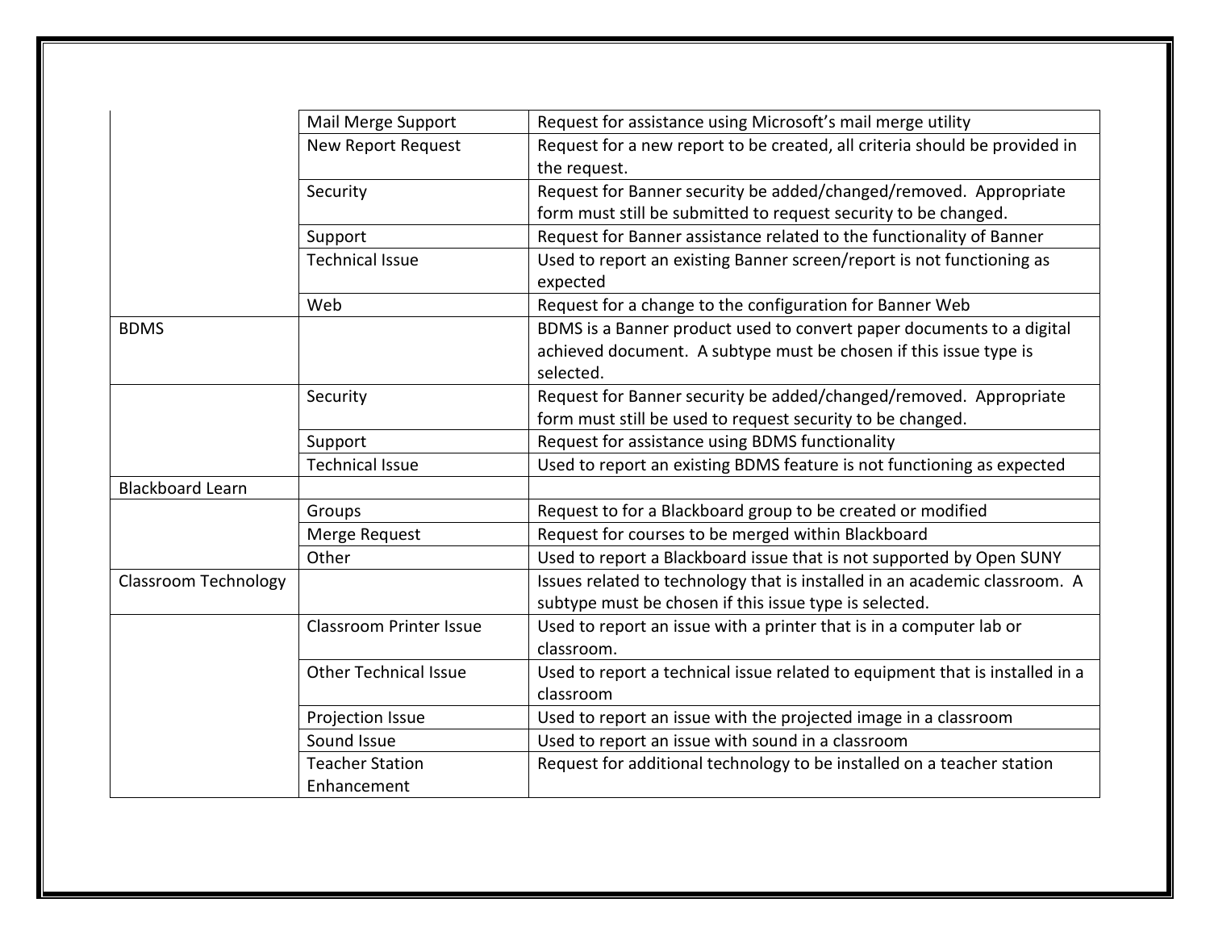| | | |
|---|---|---|
| | Mail Merge Support | Request for assistance using Microsoft's mail merge utility |
| | New Report Request | Request for a new report to be created, all criteria should be provided in the request. |
| | Security | Request for Banner security be added/changed/removed. Appropriate form must still be submitted to request security to be changed. |
| | Support | Request for Banner assistance related to the functionality of Banner |
| | Technical Issue | Used to report an existing Banner screen/report is not functioning as expected |
| | Web | Request for a change to the configuration for Banner Web |
| BDMS | | BDMS is a Banner product used to convert paper documents to a digital achieved document. A subtype must be chosen if this issue type is selected. |
| | Security | Request for Banner security be added/changed/removed. Appropriate form must still be used to request security to be changed. |
| | Support | Request for assistance using BDMS functionality |
| | Technical Issue | Used to report an existing BDMS feature is not functioning as expected |
| Blackboard Learn | | |
| | Groups | Request to for a Blackboard group to be created or modified |
| | Merge Request | Request for courses to be merged within Blackboard |
| | Other | Used to report a Blackboard issue that is not supported by Open SUNY |
| Classroom Technology | | Issues related to technology that is installed in an academic classroom. A subtype must be chosen if this issue type is selected. |
| | Classroom Printer Issue | Used to report an issue with a printer that is in a computer lab or classroom. |
| | Other Technical Issue | Used to report a technical issue related to equipment that is installed in a classroom |
| | Projection Issue | Used to report an issue with the projected image in a classroom |
| | Sound Issue | Used to report an issue with sound in a classroom |
| | Teacher Station Enhancement | Request for additional technology to be installed on a teacher station |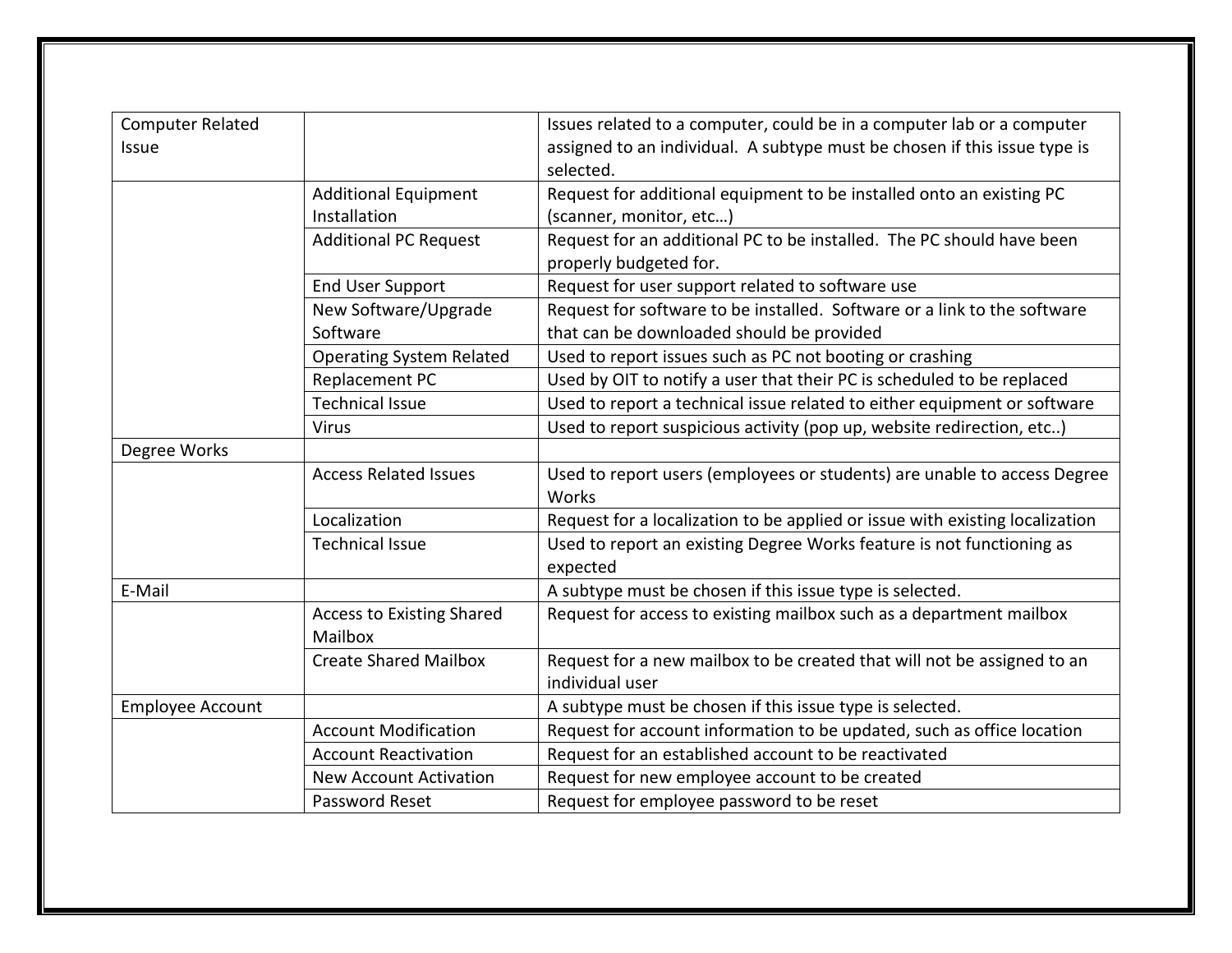| Computer Related Issue | | Issues related to a computer, could be in a computer lab or a computer assigned to an individual. A subtype must be chosen if this issue type is selected. |
|---|---|---|
| | Additional Equipment Installation | Request for additional equipment to be installed onto an existing PC (scanner, monitor, etc…) |
| | Additional PC Request | Request for an additional PC to be installed. The PC should have been properly budgeted for. |
| | End User Support | Request for user support related to software use |
| | New Software/Upgrade Software | Request for software to be installed. Software or a link to the software that can be downloaded should be provided |
| | Operating System Related | Used to report issues such as PC not booting or crashing |
| | Replacement PC | Used by OIT to notify a user that their PC is scheduled to be replaced |
| | Technical Issue | Used to report a technical issue related to either equipment or software |
| | Virus | Used to report suspicious activity (pop up, website redirection, etc..) |
| Degree Works | | |
| | Access Related Issues | Used to report users (employees or students) are unable to access Degree Works |
| | Localization | Request for a localization to be applied or issue with existing localization |
| | Technical Issue | Used to report an existing Degree Works feature is not functioning as expected |
| E-Mail | | A subtype must be chosen if this issue type is selected. |
| | Access to Existing Shared Mailbox | Request for access to existing mailbox such as a department mailbox |
| | Create Shared Mailbox | Request for a new mailbox to be created that will not be assigned to an individual user |
| Employee Account | | A subtype must be chosen if this issue type is selected. |
| | Account Modification | Request for account information to be updated, such as office location |
| | Account Reactivation | Request for an established account to be reactivated |
| | New Account Activation | Request for new employee account to be created |
| | Password Reset | Request for employee password to be reset |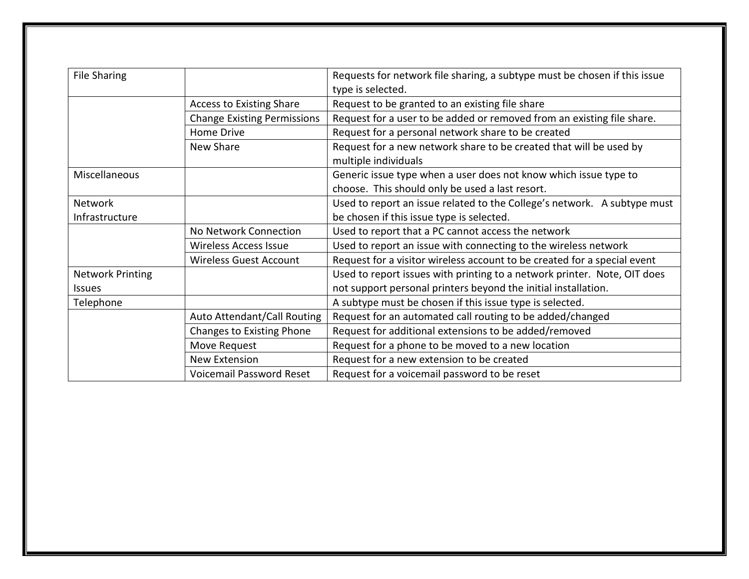| | | |
|---|---|---|
| File Sharing | | Requests for network file sharing, a subtype must be chosen if this issue type is selected. |
| | Access to Existing Share | Request to be granted to an existing file share |
| | Change Existing Permissions | Request for a user to be added or removed from an existing file share. |
| | Home Drive | Request for a personal network share to be created |
| | New Share | Request for a new network share to be created that will be used by multiple individuals |
| Miscellaneous | | Generic issue type when a user does not know which issue type to choose. This should only be used a last resort. |
| Network Infrastructure | | Used to report an issue related to the College's network. A subtype must be chosen if this issue type is selected. |
| | No Network Connection | Used to report that a PC cannot access the network |
| | Wireless Access Issue | Used to report an issue with connecting to the wireless network |
| | Wireless Guest Account | Request for a visitor wireless account to be created for a special event |
| Network Printing Issues | | Used to report issues with printing to a network printer. Note, OIT does not support personal printers beyond the initial installation. |
| Telephone | | A subtype must be chosen if this issue type is selected. |
| | Auto Attendant/Call Routing | Request for an automated call routing to be added/changed |
| | Changes to Existing Phone | Request for additional extensions to be added/removed |
| | Move Request | Request for a phone to be moved to a new location |
| | New Extension | Request for a new extension to be created |
| | Voicemail Password Reset | Request for a voicemail password to be reset |